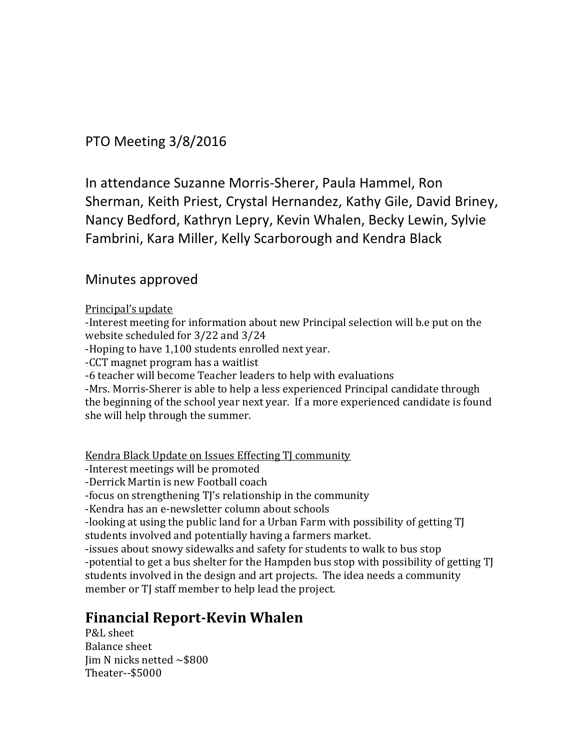PTO Meeting 3/8/2016

In attendance Suzanne Morris-Sherer, Paula Hammel, Ron Sherman, Keith Priest, Crystal Hernandez, Kathy Gile, David Briney, Nancy Bedford, Kathryn Lepry, Kevin Whalen, Becky Lewin, Sylvie Fambrini, Kara Miller, Kelly Scarborough and Kendra Black

Minutes approved

Principal's update

-Interest meeting for information about new Principal selection will b.e put on the website scheduled for 3/22 and 3/24
-Hoping to have 1,100 students enrolled next year.
-CCT magnet program has a waitlist
-6 teacher will become Teacher leaders to help with evaluations
-Mrs. Morris-Sherer is able to help a less experienced Principal candidate through the beginning of the school year next year. If a more experienced candidate is found she will help through the summer.

Kendra Black Update on Issues Effecting TJ community

-Interest meetings will be promoted
-Derrick Martin is new Football coach
-focus on strengthening TJ's relationship in the community
-Kendra has an e-newsletter column about schools
-looking at using the public land for a Urban Farm with possibility of getting TJ students involved and potentially having a farmers market.
-issues about snowy sidewalks and safety for students to walk to bus stop
-potential to get a bus shelter for the Hampden bus stop with possibility of getting TJ students involved in the design and art projects. The idea needs a community member or TJ staff member to help lead the project.

## Financial Report-Kevin Whalen

P&L sheet
Balance sheet
Jim N nicks netted ~$800
Theater--$5000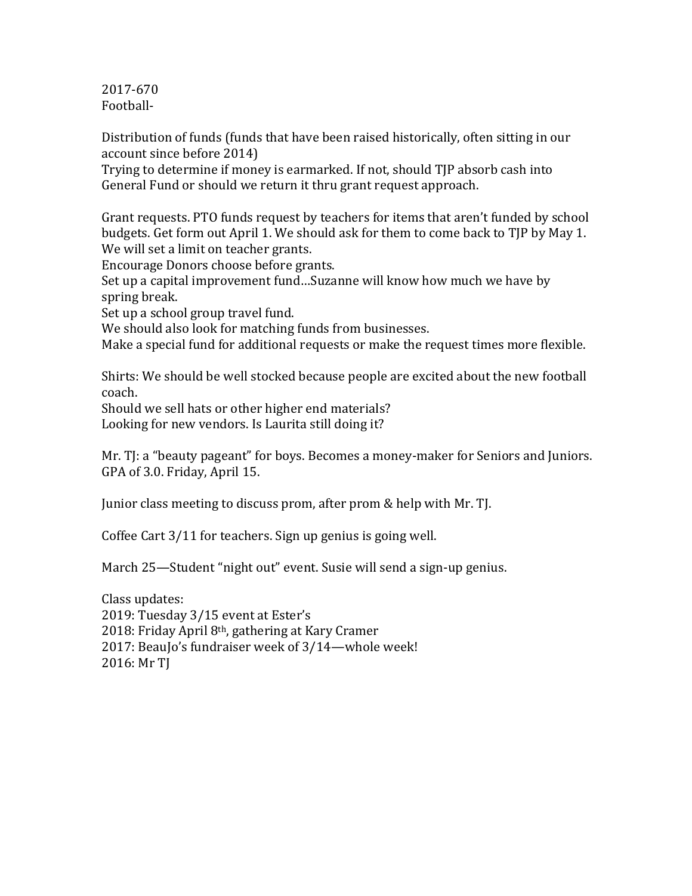2017-670
Football-

Distribution of funds (funds that have been raised historically, often sitting in our account since before 2014)
Trying to determine if money is earmarked. If not, should TJP absorb cash into General Fund or should we return it thru grant request approach.

Grant requests. PTO funds request by teachers for items that aren't funded by school budgets. Get form out April 1. We should ask for them to come back to TJP by May 1. We will set a limit on teacher grants.
Encourage Donors choose before grants.
Set up a capital improvement fund…Suzanne will know how much we have by spring break.
Set up a school group travel fund.
We should also look for matching funds from businesses.
Make a special fund for additional requests or make the request times more flexible.

Shirts: We should be well stocked because people are excited about the new football coach.
Should we sell hats or other higher end materials?
Looking for new vendors. Is Laurita still doing it?

Mr. TJ: a "beauty pageant" for boys. Becomes a money-maker for Seniors and Juniors. GPA of 3.0. Friday, April 15.

Junior class meeting to discuss prom, after prom & help with Mr. TJ.

Coffee Cart 3/11 for teachers. Sign up genius is going well.

March 25—Student "night out" event. Susie will send a sign-up genius.

Class updates:
2019: Tuesday 3/15 event at Ester's
2018: Friday April 8th, gathering at Kary Cramer
2017: BeauJo's fundraiser week of 3/14—whole week!
2016: Mr TJ